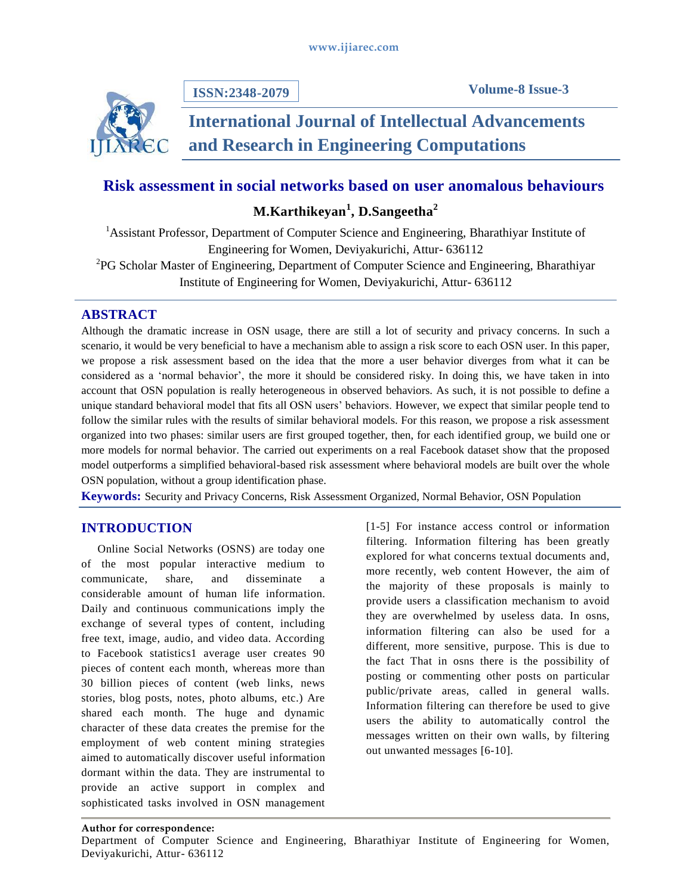# Risk assessment in social networks based on user anomalous behaviours

**M.Karthikeyan[1], D.Sangeetha[2]**

[1]Assistant Professor, Department of Computer Science and Engineering, Bharathiyar Institute of Engineering for Women, Deviyakurichi, Attur- 636112

[2]PG Scholar Master of Engineering, Department of Computer Science and Engineering, Bharathiyar Institute of Engineering for Women, Deviyakurichi, Attur- 636112

## ABSTRACT

Although the dramatic increase in OSN usage, there are still a lot of security and privacy concerns. In such a scenario, it would be very beneficial to have a mechanism able to assign a risk score to each OSN user. In this paper, we propose a risk assessment based on the idea that the more a user behavior diverges from what it can be considered as a 'normal behavior', the more it should be considered risky. In doing this, we have taken in into account that OSN population is really heterogeneous in observed behaviors. As such, it is not possible to define a unique standard behavioral model that fits all OSN users' behaviors. However, we expect that similar people tend to follow the similar rules with the results of similar behavioral models. For this reason, we propose a risk assessment organized into two phases: similar users are first grouped together, then, for each identified group, we build one or more models for normal behavior. The carried out experiments on a real Facebook dataset show that the proposed model outperforms a simplified behavioral-based risk assessment where behavioral models are built over the whole OSN population, without a group identification phase.

**Keywords:** Security and Privacy Concerns, Risk Assessment Organized, Normal Behavior, OSN Population

## INTRODUCTION

Online Social Networks (OSNS) are today one of the most popular interactive medium to communicate, share, and disseminate a considerable amount of human life information. Daily and continuous communications imply the exchange of several types of content, including free text, image, audio, and video data. According to Facebook statistics1 average user creates 90 pieces of content each month, whereas more than 30 billion pieces of content (web links, news stories, blog posts, notes, photo albums, etc.) Are shared each month. The huge and dynamic character of these data creates the premise for the employment of web content mining strategies aimed to automatically discover useful information dormant within the data. They are instrumental to provide an active support in complex and sophisticated tasks involved in OSN management [1-5] For instance access control or information filtering. Information filtering has been greatly explored for what concerns textual documents and, more recently, web content However, the aim of the majority of these proposals is mainly to provide users a classification mechanism to avoid they are overwhelmed by useless data. In osns, information filtering can also be used for a different, more sensitive, purpose. This is due to the fact That in osns there is the possibility of posting or commenting other posts on particular public/private areas, called in general walls. Information filtering can therefore be used to give users the ability to automatically control the messages written on their own walls, by filtering out unwanted messages [6-10].

**Author for correspondence:**

Department of Computer Science and Engineering, Bharathiyar Institute of Engineering for Women, Deviyakurichi, Attur- 636112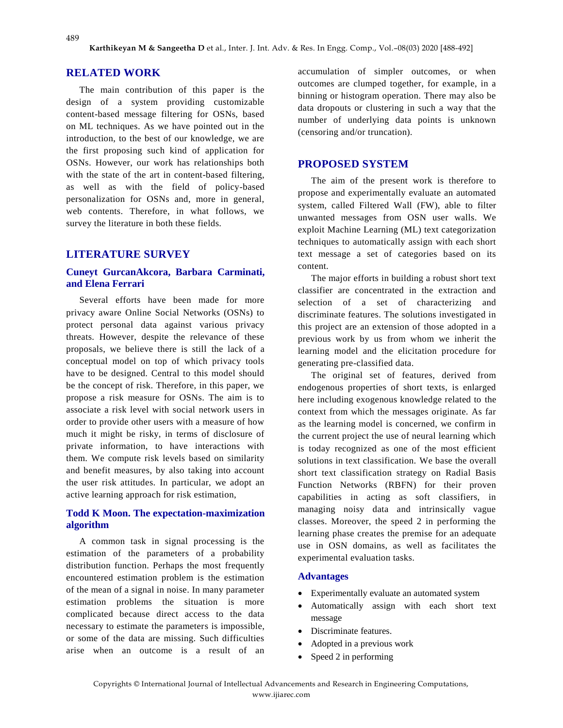## RELATED WORK

The main contribution of this paper is the design of a system providing customizable content-based message filtering for OSNs, based on ML techniques. As we have pointed out in the introduction, to the best of our knowledge, we are the first proposing such kind of application for OSNs. However, our work has relationships both with the state of the art in content-based filtering, as well as with the field of policy-based personalization for OSNs and, more in general, web contents. Therefore, in what follows, we survey the literature in both these fields.

## LITERATURE SURVEY

### Cuneyt GurcanAkcora, Barbara Carminati, and Elena Ferrari

Several efforts have been made for more privacy aware Online Social Networks (OSNs) to protect personal data against various privacy threats. However, despite the relevance of these proposals, we believe there is still the lack of a conceptual model on top of which privacy tools have to be designed. Central to this model should be the concept of risk. Therefore, in this paper, we propose a risk measure for OSNs. The aim is to associate a risk level with social network users in order to provide other users with a measure of how much it might be risky, in terms of disclosure of private information, to have interactions with them. We compute risk levels based on similarity and benefit measures, by also taking into account the user risk attitudes. In particular, we adopt an active learning approach for risk estimation,

### Todd K Moon. The expectation-maximization algorithm

A common task in signal processing is the estimation of the parameters of a probability distribution function. Perhaps the most frequently encountered estimation problem is the estimation of the mean of a signal in noise. In many parameter estimation problems the situation is more complicated because direct access to the data necessary to estimate the parameters is impossible, or some of the data are missing. Such difficulties arise when an outcome is a result of an accumulation of simpler outcomes, or when outcomes are clumped together, for example, in a binning or histogram operation. There may also be data dropouts or clustering in such a way that the number of underlying data points is unknown (censoring and/or truncation).

## PROPOSED SYSTEM

The aim of the present work is therefore to propose and experimentally evaluate an automated system, called Filtered Wall (FW), able to filter unwanted messages from OSN user walls. We exploit Machine Learning (ML) text categorization techniques to automatically assign with each short text message a set of categories based on its content.

The major efforts in building a robust short text classifier are concentrated in the extraction and selection of a set of characterizing and discriminate features. The solutions investigated in this project are an extension of those adopted in a previous work by us from whom we inherit the learning model and the elicitation procedure for generating pre-classified data.

The original set of features, derived from endogenous properties of short texts, is enlarged here including exogenous knowledge related to the context from which the messages originate. As far as the learning model is concerned, we confirm in the current project the use of neural learning which is today recognized as one of the most efficient solutions in text classification. We base the overall short text classification strategy on Radial Basis Function Networks (RBFN) for their proven capabilities in acting as soft classifiers, in managing noisy data and intrinsically vague classes. Moreover, the speed 2 in performing the learning phase creates the premise for an adequate use in OSN domains, as well as facilitates the experimental evaluation tasks.

### Advantages

- Experimentally evaluate an automated system
- Automatically assign with each short text message
- Discriminate features.
- Adopted in a previous work
- Speed 2 in performing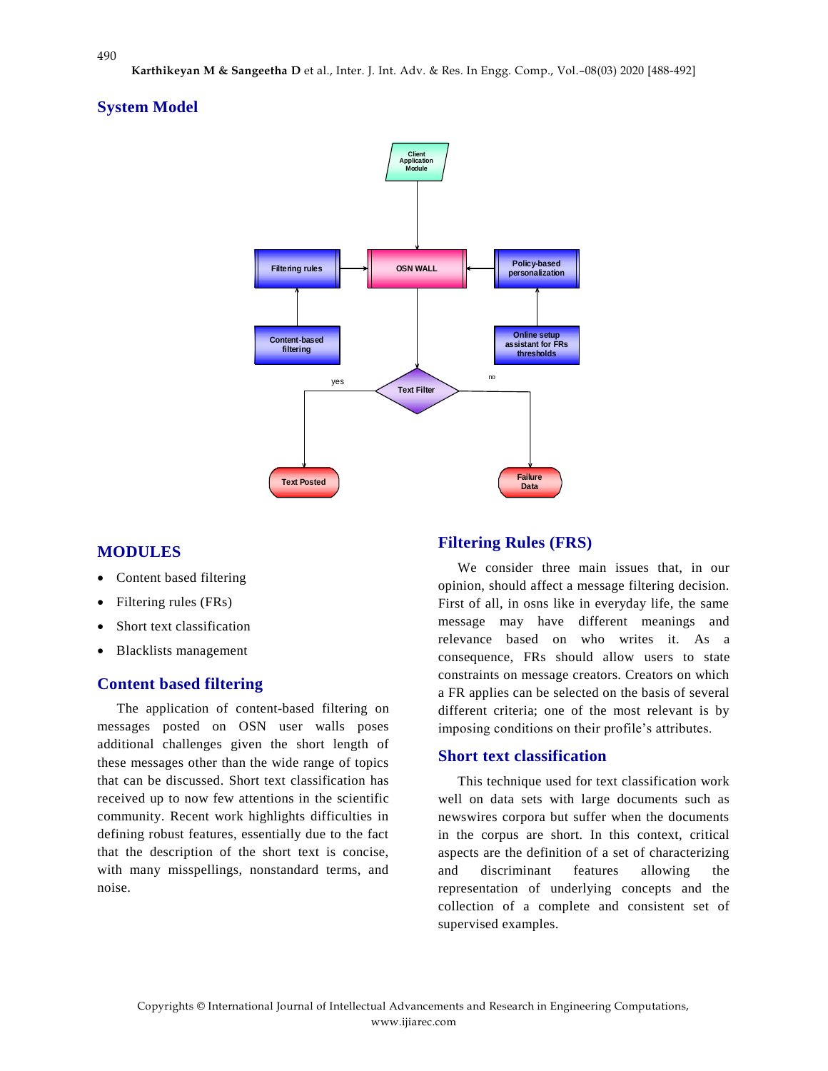## System Model

## MODULES

- Content based filtering
- Filtering rules (FRs)
- Short text classification
- Blacklists management

## Content based filtering

The application of content-based filtering on messages posted on OSN user walls poses additional challenges given the short length of these messages other than the wide range of topics that can be discussed. Short text classification has received up to now few attentions in the scientific community. Recent work highlights difficulties in defining robust features, essentially due to the fact that the description of the short text is concise, with many misspellings, nonstandard terms, and noise.

## Filtering Rules (FRS)

We consider three main issues that, in our opinion, should affect a message filtering decision. First of all, in osns like in everyday life, the same message may have different meanings and relevance based on who writes it. As a consequence, FRs should allow users to state constraints on message creators. Creators on which a FR applies can be selected on the basis of several different criteria; one of the most relevant is by imposing conditions on their profile's attributes.

## Short text classification

This technique used for text classification work well on data sets with large documents such as newswires corpora but suffer when the documents in the corpus are short. In this context, critical aspects are the definition of a set of characterizing and discriminant features allowing the representation of underlying concepts and the collection of a complete and consistent set of supervised examples.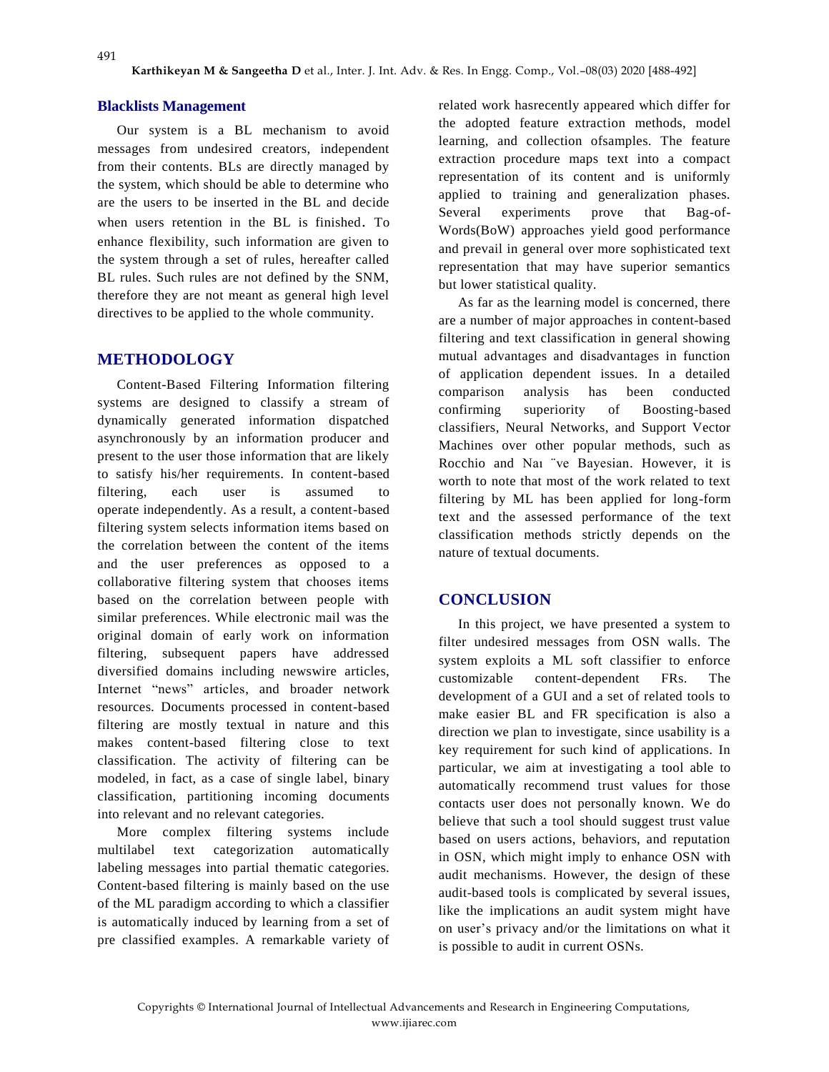## Blacklists Management

Our system is a BL mechanism to avoid messages from undesired creators, independent from their contents. BLs are directly managed by the system, which should be able to determine who are the users to be inserted in the BL and decide when users retention in the BL is finished. To enhance flexibility, such information are given to the system through a set of rules, hereafter called BL rules. Such rules are not defined by the SNM, therefore they are not meant as general high level directives to be applied to the whole community.

## METHODOLOGY

Content-Based Filtering Information filtering systems are designed to classify a stream of dynamically generated information dispatched asynchronously by an information producer and present to the user those information that are likely to satisfy his/her requirements. In content-based filtering, each user is assumed to operate independently. As a result, a content-based filtering system selects information items based on the correlation between the content of the items and the user preferences as opposed to a collaborative filtering system that chooses items based on the correlation between people with similar preferences. While electronic mail was the original domain of early work on information filtering, subsequent papers have addressed diversified domains including newswire articles, Internet "news" articles, and broader network resources. Documents processed in content-based filtering are mostly textual in nature and this makes content-based filtering close to text classification. The activity of filtering can be modeled, in fact, as a case of single label, binary classification, partitioning incoming documents into relevant and no relevant categories.

More complex filtering systems include multilabel text categorization automatically labeling messages into partial thematic categories. Content-based filtering is mainly based on the use of the ML paradigm according to which a classifier is automatically induced by learning from a set of pre classified examples. A remarkable variety of related work hasrecently appeared which differ for the adopted feature extraction methods, model learning, and collection ofsamples. The feature extraction procedure maps text into a compact representation of its content and is uniformly applied to training and generalization phases. Several experiments prove that Bag-of-Words(BoW) approaches yield good performance and prevail in general over more sophisticated text representation that may have superior semantics but lower statistical quality.

As far as the learning model is concerned, there are a number of major approaches in content-based filtering and text classification in general showing mutual advantages and disadvantages in function of application dependent issues. In a detailed comparison analysis has been conducted confirming superiority of Boosting-based classifiers, Neural Networks, and Support Vector Machines over other popular methods, such as Rocchio and Naı ¨ve Bayesian. However, it is worth to note that most of the work related to text filtering by ML has been applied for long-form text and the assessed performance of the text classification methods strictly depends on the nature of textual documents.

## CONCLUSION

In this project, we have presented a system to filter undesired messages from OSN walls. The system exploits a ML soft classifier to enforce customizable content-dependent FRs. The development of a GUI and a set of related tools to make easier BL and FR specification is also a direction we plan to investigate, since usability is a key requirement for such kind of applications. In particular, we aim at investigating a tool able to automatically recommend trust values for those contacts user does not personally known. We do believe that such a tool should suggest trust value based on users actions, behaviors, and reputation in OSN, which might imply to enhance OSN with audit mechanisms. However, the design of these audit-based tools is complicated by several issues, like the implications an audit system might have on user's privacy and/or the limitations on what it is possible to audit in current OSNs.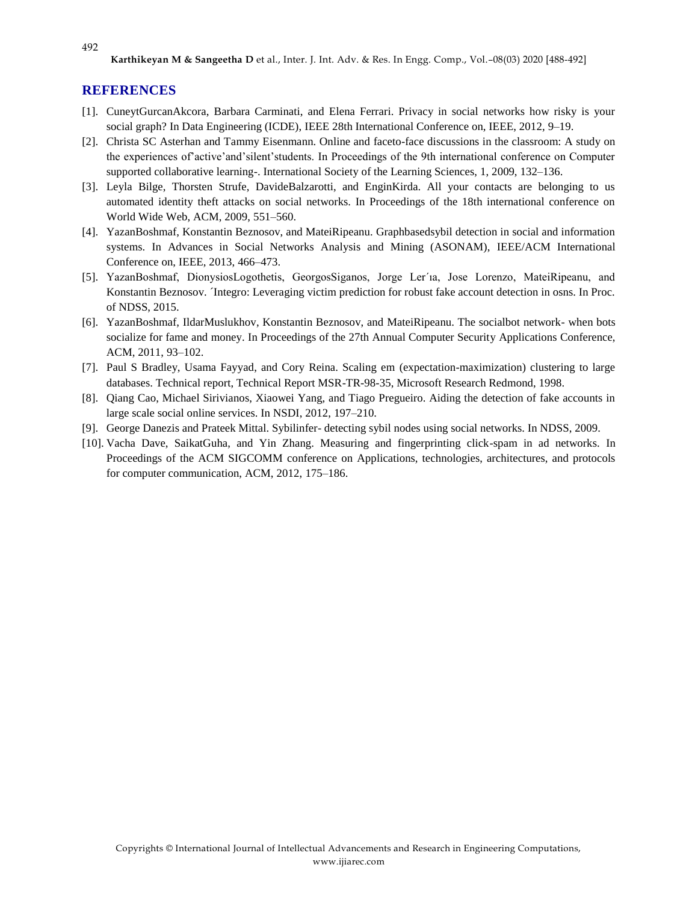## REFERENCES

[1]. CuneytGurcanAkcora, Barbara Carminati, and Elena Ferrari. Privacy in social networks how risky is your social graph? In Data Engineering (ICDE), IEEE 28th International Conference on, IEEE, 2012, 9–19.

[2]. Christa SC Asterhan and Tammy Eisenmann. Online and faceto-face discussions in the classroom: A study on the experiences of'active'and'silent'students. In Proceedings of the 9th international conference on Computer supported collaborative learning-. International Society of the Learning Sciences, 1, 2009, 132–136.

[3]. Leyla Bilge, Thorsten Strufe, DavideBalzarotti, and EnginKirda. All your contacts are belonging to us automated identity theft attacks on social networks. In Proceedings of the 18th international conference on World Wide Web, ACM, 2009, 551–560.

[4]. YazanBoshmaf, Konstantin Beznosov, and MateiRipeanu. Graphbasedsybil detection in social and information systems. In Advances in Social Networks Analysis and Mining (ASONAM), IEEE/ACM International Conference on, IEEE, 2013, 466–473.

[5]. YazanBoshmaf, DionysiosLogothetis, GeorgosSiganos, Jorge Ler´ıa, Jose Lorenzo, MateiRipeanu, and Konstantin Beznosov. ´Integro: Leveraging victim prediction for robust fake account detection in osns. In Proc. of NDSS, 2015.

[6]. YazanBoshmaf, IldarMuslukhov, Konstantin Beznosov, and MateiRipeanu. The socialbot network- when bots socialize for fame and money. In Proceedings of the 27th Annual Computer Security Applications Conference, ACM, 2011, 93–102.

[7]. Paul S Bradley, Usama Fayyad, and Cory Reina. Scaling em (expectation-maximization) clustering to large databases. Technical report, Technical Report MSR-TR-98-35, Microsoft Research Redmond, 1998.

[8]. Qiang Cao, Michael Sirivianos, Xiaowei Yang, and Tiago Pregueiro. Aiding the detection of fake accounts in large scale social online services. In NSDI, 2012, 197–210.

[9]. George Danezis and Prateek Mittal. Sybilinfer- detecting sybil nodes using social networks. In NDSS, 2009.

[10]. Vacha Dave, SaikatGuha, and Yin Zhang. Measuring and fingerprinting click-spam in ad networks. In Proceedings of the ACM SIGCOMM conference on Applications, technologies, architectures, and protocols for computer communication, ACM, 2012, 175–186.